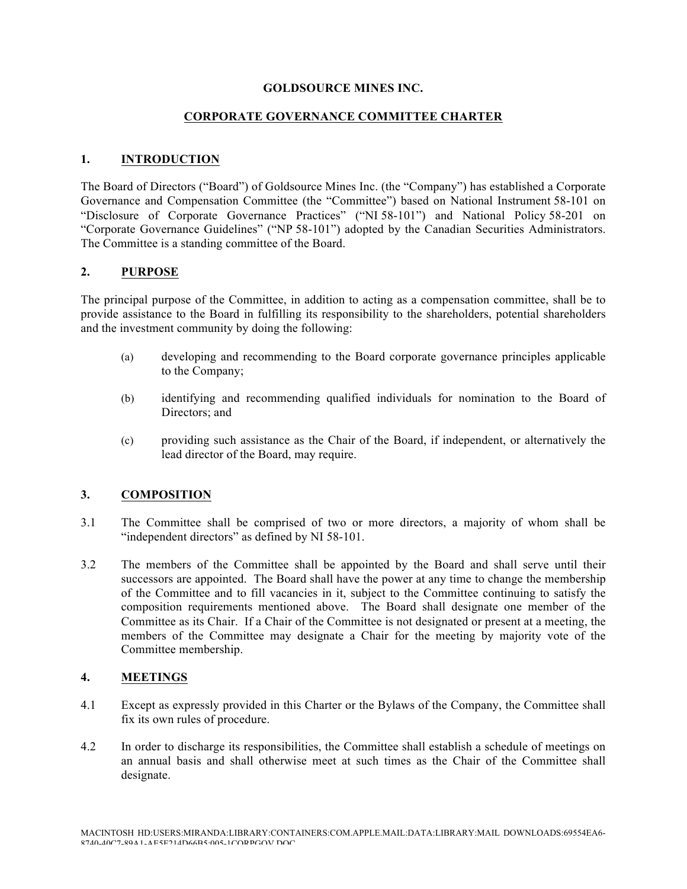**GOLDSOURCE MINES INC.**

# CORPORATE GOVERNANCE COMMITTEE CHARTER

## 1. INTRODUCTION

The Board of Directors ("Board") of Goldsource Mines Inc. (the "Company") has established a Corporate Governance and Compensation Committee (the "Committee") based on National Instrument 58-101 on "Disclosure of Corporate Governance Practices" ("NI 58-101") and National Policy 58-201 on "Corporate Governance Guidelines" ("NP 58-101") adopted by the Canadian Securities Administrators. The Committee is a standing committee of the Board.

## 2. PURPOSE

The principal purpose of the Committee, in addition to acting as a compensation committee, shall be to provide assistance to the Board in fulfilling its responsibility to the shareholders, potential shareholders and the investment community by doing the following:

(a) developing and recommending to the Board corporate governance principles applicable to the Company;

(b) identifying and recommending qualified individuals for nomination to the Board of Directors; and

(c) providing such assistance as the Chair of the Board, if independent, or alternatively the lead director of the Board, may require.

## 3. COMPOSITION

3.1 The Committee shall be comprised of two or more directors, a majority of whom shall be "independent directors" as defined by NI 58-101.

3.2 The members of the Committee shall be appointed by the Board and shall serve until their successors are appointed. The Board shall have the power at any time to change the membership of the Committee and to fill vacancies in it, subject to the Committee continuing to satisfy the composition requirements mentioned above. The Board shall designate one member of the Committee as its Chair. If a Chair of the Committee is not designated or present at a meeting, the members of the Committee may designate a Chair for the meeting by majority vote of the Committee membership.

## 4. MEETINGS

4.1 Except as expressly provided in this Charter or the Bylaws of the Company, the Committee shall fix its own rules of procedure.

4.2 In order to discharge its responsibilities, the Committee shall establish a schedule of meetings on an annual basis and shall otherwise meet at such times as the Chair of the Committee shall designate.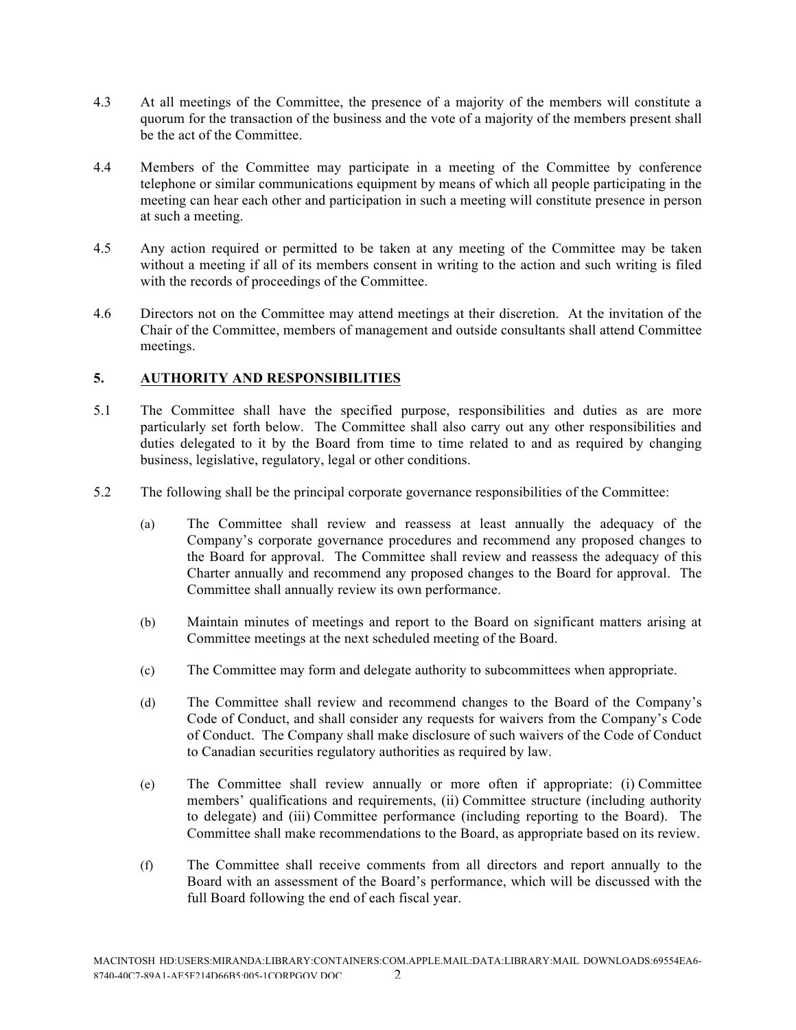4.3 At all meetings of the Committee, the presence of a majority of the members will constitute a quorum for the transaction of the business and the vote of a majority of the members present shall be the act of the Committee.

4.4 Members of the Committee may participate in a meeting of the Committee by conference telephone or similar communications equipment by means of which all people participating in the meeting can hear each other and participation in such a meeting will constitute presence in person at such a meeting.

4.5 Any action required or permitted to be taken at any meeting of the Committee may be taken without a meeting if all of its members consent in writing to the action and such writing is filed with the records of proceedings of the Committee.

4.6 Directors not on the Committee may attend meetings at their discretion. At the invitation of the Chair of the Committee, members of management and outside consultants shall attend Committee meetings.

## 5. AUTHORITY AND RESPONSIBILITIES

5.1 The Committee shall have the specified purpose, responsibilities and duties as are more particularly set forth below. The Committee shall also carry out any other responsibilities and duties delegated to it by the Board from time to time related to and as required by changing business, legislative, regulatory, legal or other conditions.

5.2 The following shall be the principal corporate governance responsibilities of the Committee:

(a) The Committee shall review and reassess at least annually the adequacy of the Company's corporate governance procedures and recommend any proposed changes to the Board for approval. The Committee shall review and reassess the adequacy of this Charter annually and recommend any proposed changes to the Board for approval. The Committee shall annually review its own performance.

(b) Maintain minutes of meetings and report to the Board on significant matters arising at Committee meetings at the next scheduled meeting of the Board.

(c) The Committee may form and delegate authority to subcommittees when appropriate.

(d) The Committee shall review and recommend changes to the Board of the Company's Code of Conduct, and shall consider any requests for waivers from the Company's Code of Conduct. The Company shall make disclosure of such waivers of the Code of Conduct to Canadian securities regulatory authorities as required by law.

(e) The Committee shall review annually or more often if appropriate: (i) Committee members' qualifications and requirements, (ii) Committee structure (including authority to delegate) and (iii) Committee performance (including reporting to the Board). The Committee shall make recommendations to the Board, as appropriate based on its review.

(f) The Committee shall receive comments from all directors and report annually to the Board with an assessment of the Board's performance, which will be discussed with the full Board following the end of each fiscal year.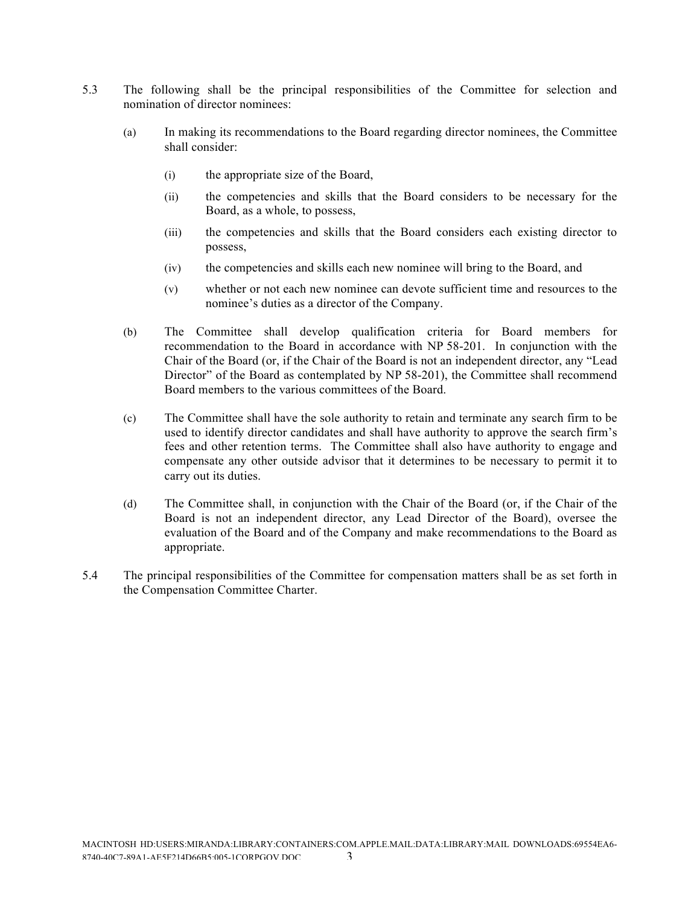5.3 The following shall be the principal responsibilities of the Committee for selection and nomination of director nominees:

(a) In making its recommendations to the Board regarding director nominees, the Committee shall consider:

(i) the appropriate size of the Board,

(ii) the competencies and skills that the Board considers to be necessary for the Board, as a whole, to possess,

(iii) the competencies and skills that the Board considers each existing director to possess,

(iv) the competencies and skills each new nominee will bring to the Board, and

(v) whether or not each new nominee can devote sufficient time and resources to the nominee's duties as a director of the Company.

(b) The Committee shall develop qualification criteria for Board members for recommendation to the Board in accordance with NP 58-201. In conjunction with the Chair of the Board (or, if the Chair of the Board is not an independent director, any "Lead Director" of the Board as contemplated by NP 58-201), the Committee shall recommend Board members to the various committees of the Board.

(c) The Committee shall have the sole authority to retain and terminate any search firm to be used to identify director candidates and shall have authority to approve the search firm's fees and other retention terms. The Committee shall also have authority to engage and compensate any other outside advisor that it determines to be necessary to permit it to carry out its duties.

(d) The Committee shall, in conjunction with the Chair of the Board (or, if the Chair of the Board is not an independent director, any Lead Director of the Board), oversee the evaluation of the Board and of the Company and make recommendations to the Board as appropriate.

5.4 The principal responsibilities of the Committee for compensation matters shall be as set forth in the Compensation Committee Charter.